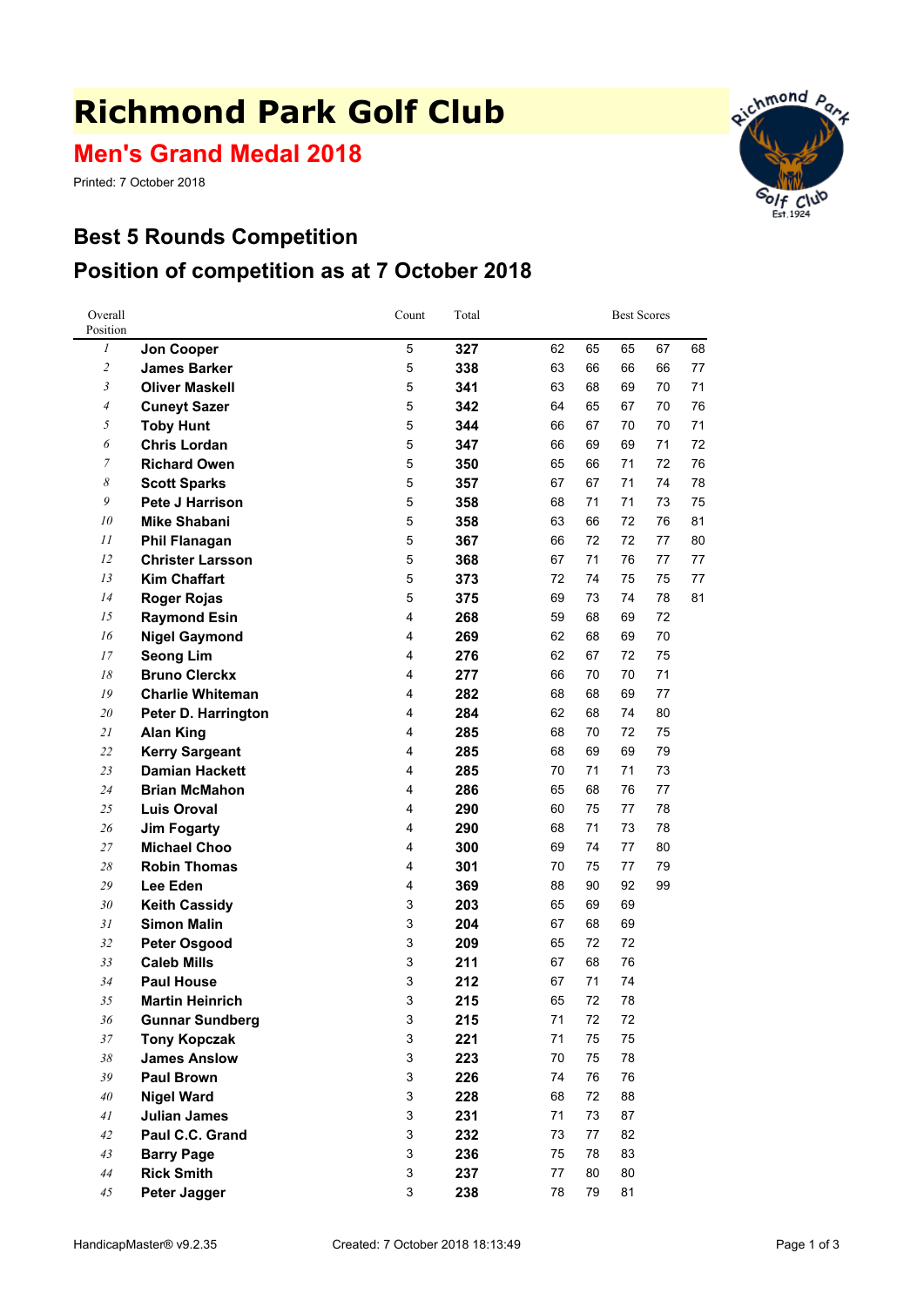# Richmond Park Golf Club

## Men's Grand Medal 2018

Printed: 7 October 2018

## Best 5 Rounds Competition

## Position of competition as at 7 October 2018

| Overall Position | | Count | Total | Best Scores | | | | |
|---|---|---|---|---|---|---|---|---|
| *1* | **Jon Cooper** | 5 | **327** | 62 | 65 | 65 | 67 | 68 |
| *2* | **James Barker** | 5 | **338** | 63 | 66 | 66 | 66 | 77 |
| *3* | **Oliver Maskell** | 5 | **341** | 63 | 68 | 69 | 70 | 71 |
| *4* | **Cuneyt Sazer** | 5 | **342** | 64 | 65 | 67 | 70 | 76 |
| *5* | **Toby Hunt** | 5 | **344** | 66 | 67 | 70 | 70 | 71 |
| *6* | **Chris Lordan** | 5 | **347** | 66 | 69 | 69 | 71 | 72 |
| *7* | **Richard Owen** | 5 | **350** | 65 | 66 | 71 | 72 | 76 |
| *8* | **Scott Sparks** | 5 | **357** | 67 | 67 | 71 | 74 | 78 |
| *9* | **Pete J Harrison** | 5 | **358** | 68 | 71 | 71 | 73 | 75 |
| *10* | **Mike Shabani** | 5 | **358** | 63 | 66 | 72 | 76 | 81 |
| *11* | **Phil Flanagan** | 5 | **367** | 66 | 72 | 72 | 77 | 80 |
| *12* | **Christer Larsson** | 5 | **368** | 67 | 71 | 76 | 77 | 77 |
| *13* | **Kim Chaffart** | 5 | **373** | 72 | 74 | 75 | 75 | 77 |
| *14* | **Roger Rojas** | 5 | **375** | 69 | 73 | 74 | 78 | 81 |
| *15* | **Raymond Esin** | 4 | **268** | 59 | 68 | 69 | 72 | |
| *16* | **Nigel Gaymond** | 4 | **269** | 62 | 68 | 69 | 70 | |
| *17* | **Seong Lim** | 4 | **276** | 62 | 67 | 72 | 75 | |
| *18* | **Bruno Clerckx** | 4 | **277** | 66 | 70 | 70 | 71 | |
| *19* | **Charlie Whiteman** | 4 | **282** | 68 | 68 | 69 | 77 | |
| *20* | **Peter D. Harrington** | 4 | **284** | 62 | 68 | 74 | 80 | |
| *21* | **Alan King** | 4 | **285** | 68 | 70 | 72 | 75 | |
| *22* | **Kerry Sargeant** | 4 | **285** | 68 | 69 | 69 | 79 | |
| *23* | **Damian Hackett** | 4 | **285** | 70 | 71 | 71 | 73 | |
| *24* | **Brian McMahon** | 4 | **286** | 65 | 68 | 76 | 77 | |
| *25* | **Luis Oroval** | 4 | **290** | 60 | 75 | 77 | 78 | |
| *26* | **Jim Fogarty** | 4 | **290** | 68 | 71 | 73 | 78 | |
| *27* | **Michael Choo** | 4 | **300** | 69 | 74 | 77 | 80 | |
| *28* | **Robin Thomas** | 4 | **301** | 70 | 75 | 77 | 79 | |
| *29* | **Lee Eden** | 4 | **369** | 88 | 90 | 92 | 99 | |
| *30* | **Keith Cassidy** | 3 | **203** | 65 | 69 | 69 | | |
| *31* | **Simon Malin** | 3 | **204** | 67 | 68 | 69 | | |
| *32* | **Peter Osgood** | 3 | **209** | 65 | 72 | 72 | | |
| *33* | **Caleb Mills** | 3 | **211** | 67 | 68 | 76 | | |
| *34* | **Paul House** | 3 | **212** | 67 | 71 | 74 | | |
| *35* | **Martin Heinrich** | 3 | **215** | 65 | 72 | 78 | | |
| *36* | **Gunnar Sundberg** | 3 | **215** | 71 | 72 | 72 | | |
| *37* | **Tony Kopczak** | 3 | **221** | 71 | 75 | 75 | | |
| *38* | **James Anslow** | 3 | **223** | 70 | 75 | 78 | | |
| *39* | **Paul Brown** | 3 | **226** | 74 | 76 | 76 | | |
| *40* | **Nigel Ward** | 3 | **228** | 68 | 72 | 88 | | |
| *41* | **Julian James** | 3 | **231** | 71 | 73 | 87 | | |
| *42* | **Paul C.C. Grand** | 3 | **232** | 73 | 77 | 82 | | |
| *43* | **Barry Page** | 3 | **236** | 75 | 78 | 83 | | |
| *44* | **Rick Smith** | 3 | **237** | 77 | 80 | 80 | | |
| *45* | **Peter Jagger** | 3 | **238** | 78 | 79 | 81 | | |

HandicapMaster® v9.2.35 Created: 7 October 2018 18:13:49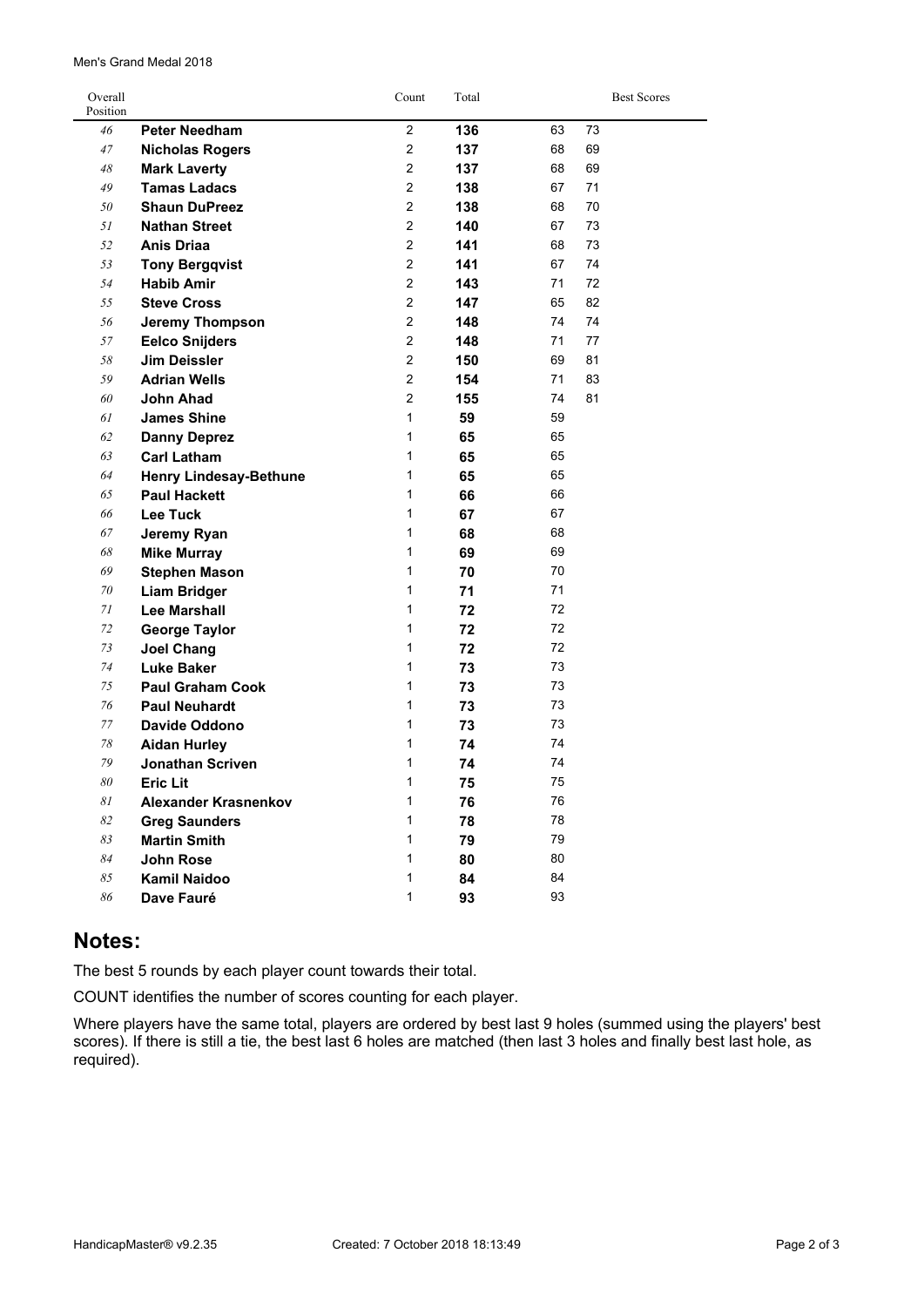Men's Grand Medal 2018

| Overall Position | | Count | Total | Best Scores | |
|---|---|---|---|---|---|
| 46 | **Peter Needham** | 2 | **136** | 63 | 73 |
| 47 | **Nicholas Rogers** | 2 | **137** | 68 | 69 |
| 48 | **Mark Laverty** | 2 | **137** | 68 | 69 |
| 49 | **Tamas Ladacs** | 2 | **138** | 67 | 71 |
| 50 | **Shaun DuPreez** | 2 | **138** | 68 | 70 |
| 51 | **Nathan Street** | 2 | **140** | 67 | 73 |
| 52 | **Anis Driaa** | 2 | **141** | 68 | 73 |
| 53 | **Tony Bergqvist** | 2 | **141** | 67 | 74 |
| 54 | **Habib Amir** | 2 | **143** | 71 | 72 |
| 55 | **Steve Cross** | 2 | **147** | 65 | 82 |
| 56 | **Jeremy Thompson** | 2 | **148** | 74 | 74 |
| 57 | **Eelco Snijders** | 2 | **148** | 71 | 77 |
| 58 | **Jim Deissler** | 2 | **150** | 69 | 81 |
| 59 | **Adrian Wells** | 2 | **154** | 71 | 83 |
| 60 | **John Ahad** | 2 | **155** | 74 | 81 |
| 61 | **James Shine** | 1 | **59** | 59 | |
| 62 | **Danny Deprez** | 1 | **65** | 65 | |
| 63 | **Carl Latham** | 1 | **65** | 65 | |
| 64 | **Henry Lindesay-Bethune** | 1 | **65** | 65 | |
| 65 | **Paul Hackett** | 1 | **66** | 66 | |
| 66 | **Lee Tuck** | 1 | **67** | 67 | |
| 67 | **Jeremy Ryan** | 1 | **68** | 68 | |
| 68 | **Mike Murray** | 1 | **69** | 69 | |
| 69 | **Stephen Mason** | 1 | **70** | 70 | |
| 70 | **Liam Bridger** | 1 | **71** | 71 | |
| 71 | **Lee Marshall** | 1 | **72** | 72 | |
| 72 | **George Taylor** | 1 | **72** | 72 | |
| 73 | **Joel Chang** | 1 | **72** | 72 | |
| 74 | **Luke Baker** | 1 | **73** | 73 | |
| 75 | **Paul Graham Cook** | 1 | **73** | 73 | |
| 76 | **Paul Neuhardt** | 1 | **73** | 73 | |
| 77 | **Davide Oddono** | 1 | **73** | 73 | |
| 78 | **Aidan Hurley** | 1 | **74** | 74 | |
| 79 | **Jonathan Scriven** | 1 | **74** | 74 | |
| 80 | **Eric Lit** | 1 | **75** | 75 | |
| 81 | **Alexander Krasnenkov** | 1 | **76** | 76 | |
| 82 | **Greg Saunders** | 1 | **78** | 78 | |
| 83 | **Martin Smith** | 1 | **79** | 79 | |
| 84 | **John Rose** | 1 | **80** | 80 | |
| 85 | **Kamil Naidoo** | 1 | **84** | 84 | |
| 86 | **Dave Fauré** | 1 | **93** | 93 | |

## Notes:

The best 5 rounds by each player count towards their total.

COUNT identifies the number of scores counting for each player.

Where players have the same total, players are ordered by best last 9 holes (summed using the players' best scores). If there is still a tie, the best last 6 holes are matched (then last 3 holes and finally best last hole, as required).

HandicapMaster® v9.2.35 Created: 7 October 2018 18:13:49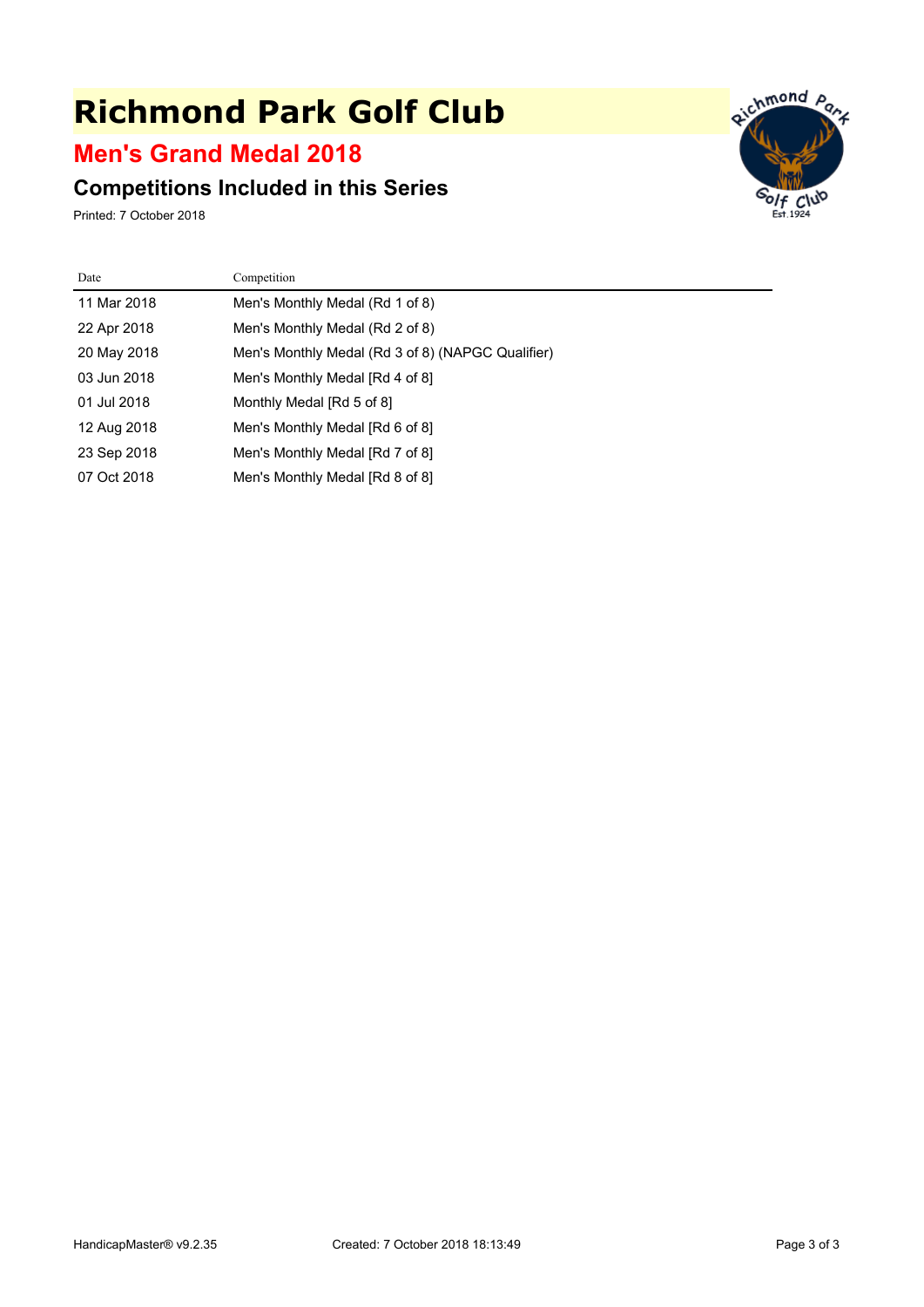# Richmond Park Golf Club

## Men's Grand Medal 2018

### Competitions Included in this Series

Printed: 7 October 2018

| Date | Competition |
|---|---|
| 11 Mar 2018 | Men's Monthly Medal (Rd 1 of 8) |
| 22 Apr 2018 | Men's Monthly Medal (Rd 2 of 8) |
| 20 May 2018 | Men's Monthly Medal (Rd 3 of 8) (NAPGC Qualifier) |
| 03 Jun 2018 | Men's Monthly Medal [Rd 4 of 8] |
| 01 Jul 2018 | Monthly Medal [Rd 5 of 8] |
| 12 Aug 2018 | Men's Monthly Medal [Rd 6 of 8] |
| 23 Sep 2018 | Men's Monthly Medal [Rd 7 of 8] |
| 07 Oct 2018 | Men's Monthly Medal [Rd 8 of 8] |